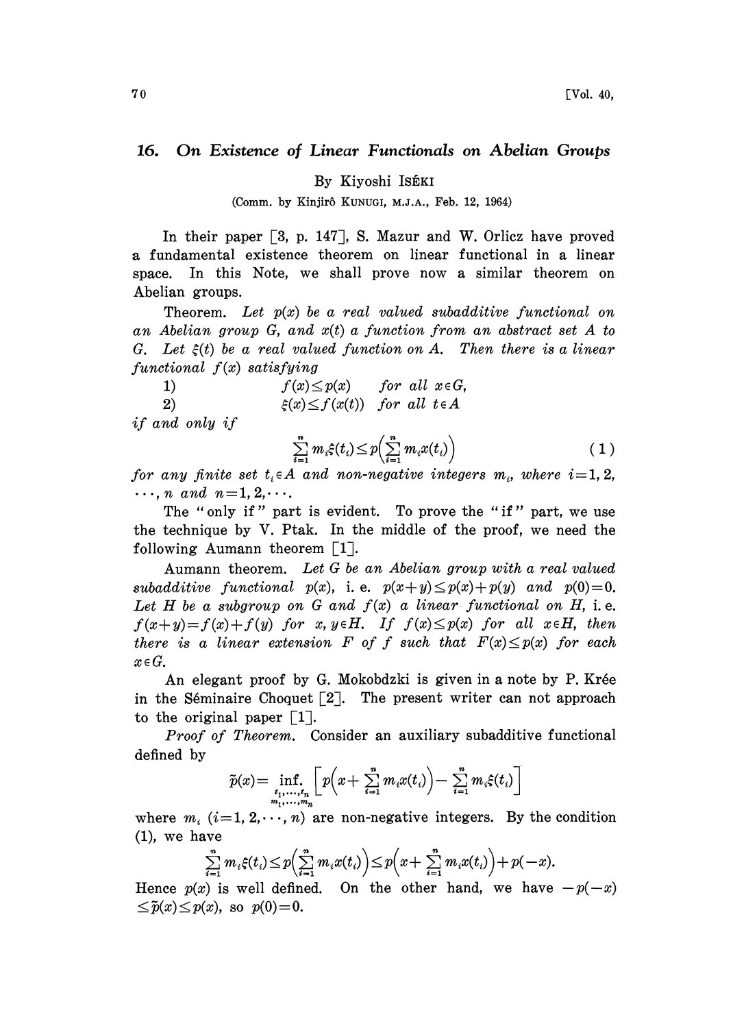## 16. On Existence of Linear Functionals on Abelian Groups

By Kiyoshi ISÉKI

(Comm. by Kinjirô KUNUGI, M.J.A., Feb. 12, 1964)

In their paper [3, p. 147], S. Mazur and W. Orlicz have proved a fundamental existence theorem on linear functional in a linear space. In this Note, we shall prove now a similar theorem on Abelian groups.

*Theorem.* *Let $p(x)$ be a real valued subadditive functional on an Abelian group $G$, and $x(t)$ a function from an abstract set $A$ to $G$. Let $\xi(t)$ be a real valued function on $A$. Then there is a linear functional $f(x)$ satisfying*

1) $\quad f(x)\le p(x) \quad$ *for all* $x\in G$,

2) $\quad \xi(x)\le f(x(t)) \quad$ *for all* $t\in A$

*if and only if*

$$\sum_{i=1}^{n} m_i\xi(t_i)\le p\Big(\sum_{i=1}^{n} m_i x(t_i)\Big) \tag{1}$$

*for any finite set $t_i\in A$ and non-negative integers $m_i$, where $i=1, 2, \cdots, n$ and $n=1, 2, \cdots$.*

The "only if" part is evident. To prove the "if" part, we use the technique by V. Ptak. In the middle of the proof, we need the following Aumann theorem [1].

*Aumann theorem.* *Let $G$ be an Abelian group with a real valued subadditive functional $p(x)$, i. e. $p(x+y)\le p(x)+p(y)$ and $p(0)=0$. Let $H$ be a subgroup on $G$ and $f(x)$ a linear functional on $H$, i. e. $f(x+y)=f(x)+f(y)$ for $x, y\in H$. If $f(x)\le p(x)$ for all $x\in H$, then there is a linear extension $F$ of $f$ such that $F(x)\le p(x)$ for each $x\in G$.*

An elegant proof by G. Mokobdzki is given in a note by P. Krée in the Séminaire Choquet [2]. The present writer can not approach to the original paper [1].

*Proof of Theorem.* Consider an auxiliary subadditive functional defined by

$$\tilde{p}(x)=\inf_{\substack{t_1,\cdots,t_n\\ m_1,\cdots,m_n}}\Big[p\Big(x+\sum_{i=1}^{n} m_i x(t_i)\Big)-\sum_{i=1}^{n} m_i\xi(t_i)\Big]$$

where $m_i$ $(i=1, 2,\cdots, n)$ are non-negative integers. By the condition (1), we have

$$\sum_{i=1}^{n} m_i\xi(t_i)\le p\Big(\sum_{i=1}^{n} m_i x(t_i)\Big)\le p\Big(x+\sum_{i=1}^{n} m_i x(t_i)\Big)+p(-x).$$

Hence $p(x)$ is well defined. On the other hand, we have $-p(-x)\le\tilde{p}(x)\le p(x)$, so $p(0)=0$.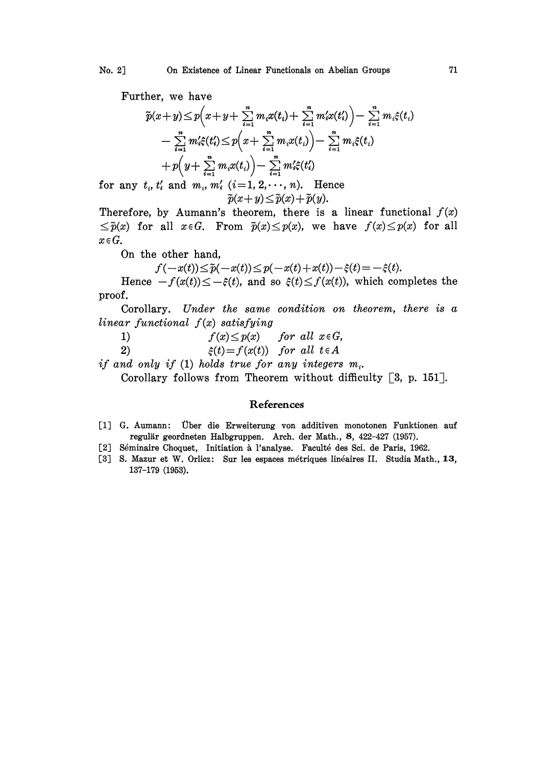Further, we have

$$\tilde{p}(x+y) \leq p\Big(x+y+\sum_{i=1}^{n} m_i x(t_i) + \sum_{i=1}^{n} m_i' x(t_i')\Big) - \sum_{i=1}^{n} m_i \xi(t_i)$$
$$- \sum_{i=1}^{n} m_i' \xi(t_i') \leq p\Big(x + \sum_{i=1}^{n} m_i x(t_i)\Big) - \sum_{i=1}^{n} m_i \xi(t_i)$$
$$+ p\Big(y + \sum_{i=1}^{n} m_i x(t_i)\Big) - \sum_{i=1}^{n} m_i' \xi(t_i')$$

for any $t_i$, $t_i'$ and $m_i$, $m_i'$ $(i=1,2,\cdots,n)$. Hence

$$\tilde{p}(x+y) \leq \tilde{p}(x) + \tilde{p}(y).$$

Therefore, by Aumann's theorem, there is a linear functional $f(x) \leq \tilde{p}(x)$ for all $x \in G$. From $\tilde{p}(x) \leq p(x)$, we have $f(x) \leq p(x)$ for all $x \in G$.

On the other hand,

$$f(-x(t)) \leq \tilde{p}(-x(t)) \leq p(-x(t)+x(t)) - \xi(t) = -\xi(t).$$

Hence $-f(x(t)) \leq -\xi(t)$, and so $\xi(t) \leq f(x(t))$, which completes the proof.

Corollary. *Under the same condition on theorem, there is a linear functional $f(x)$ satisfying*

1) $\qquad f(x) \leq p(x) \quad$ *for all* $x \in G$,

2) $\qquad \xi(t) = f(x(t)) \quad$ *for all* $t \in A$

*if and only if* (1) *holds true for any integers $m_i$.*

Corollary follows from Theorem without difficulty [3, p. 151].

## References

[1] G. Aumann: Über die Erweiterung von additiven monotonen Funktionen auf regulär geordneten Halbgruppen. Arch. der Math., **8**, 422–427 (1957).

[2] Séminaire Choquet, Initiation à l'analyse. Faculté des Sci. de Paris, 1962.

[3] S. Mazur et W. Orlicz: Sur les espaces métriques linéaires II. Studia Math., **13**, 137–179 (1953).